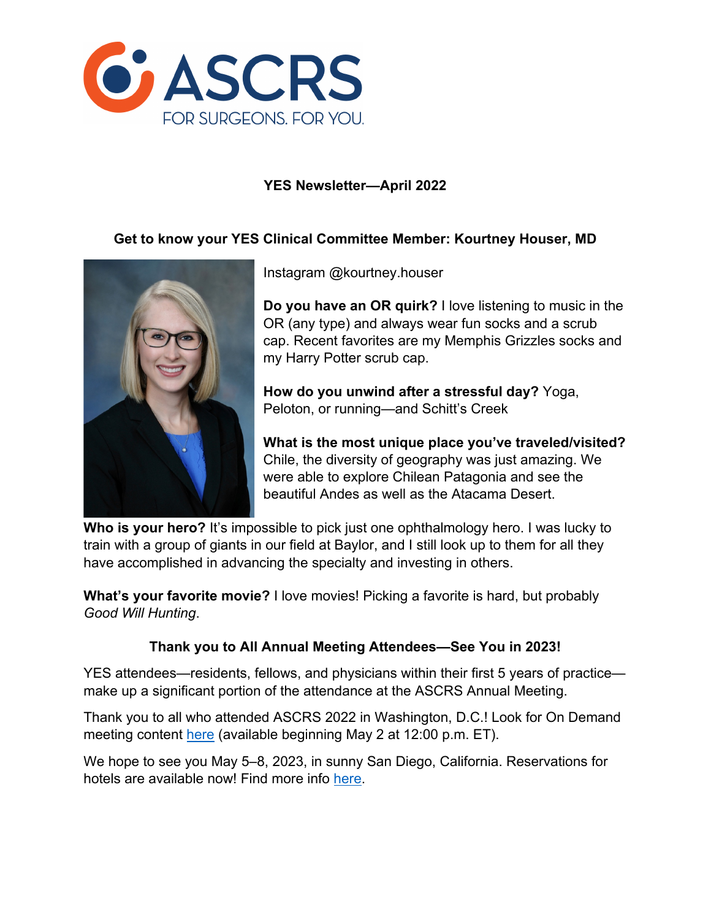# YES Newsletter—April 2022

## Get to know your YES Clinical Committee Member: Kourtney Houser, MD

Instagram @kourtney.houser

**Do you have an OR quirk?** I love listening to music in the OR (any type) and always wear fun socks and a scrub cap. Recent favorites are my Memphis Grizzles socks and my Harry Potter scrub cap.

**How do you unwind after a stressful day?** Yoga, Peloton, or running—and Schitt's Creek

**What is the most unique place you've traveled/visited?** Chile, the diversity of geography was just amazing. We were able to explore Chilean Patagonia and see the beautiful Andes as well as the Atacama Desert.

**Who is your hero?** It's impossible to pick just one ophthalmology hero. I was lucky to train with a group of giants in our field at Baylor, and I still look up to them for all they have accomplished in advancing the specialty and investing in others.

**What's your favorite movie?** I love movies! Picking a favorite is hard, but probably *Good Will Hunting*.

## Thank you to All Annual Meeting Attendees—See You in 2023!

YES attendees—residents, fellows, and physicians within their first 5 years of practice—make up a significant portion of the attendance at the ASCRS Annual Meeting.

Thank you to all who attended ASCRS 2022 in Washington, D.C.! Look for On Demand meeting content here (available beginning May 2 at 12:00 p.m. ET).

We hope to see you May 5–8, 2023, in sunny San Diego, California. Reservations for hotels are available now! Find more info here.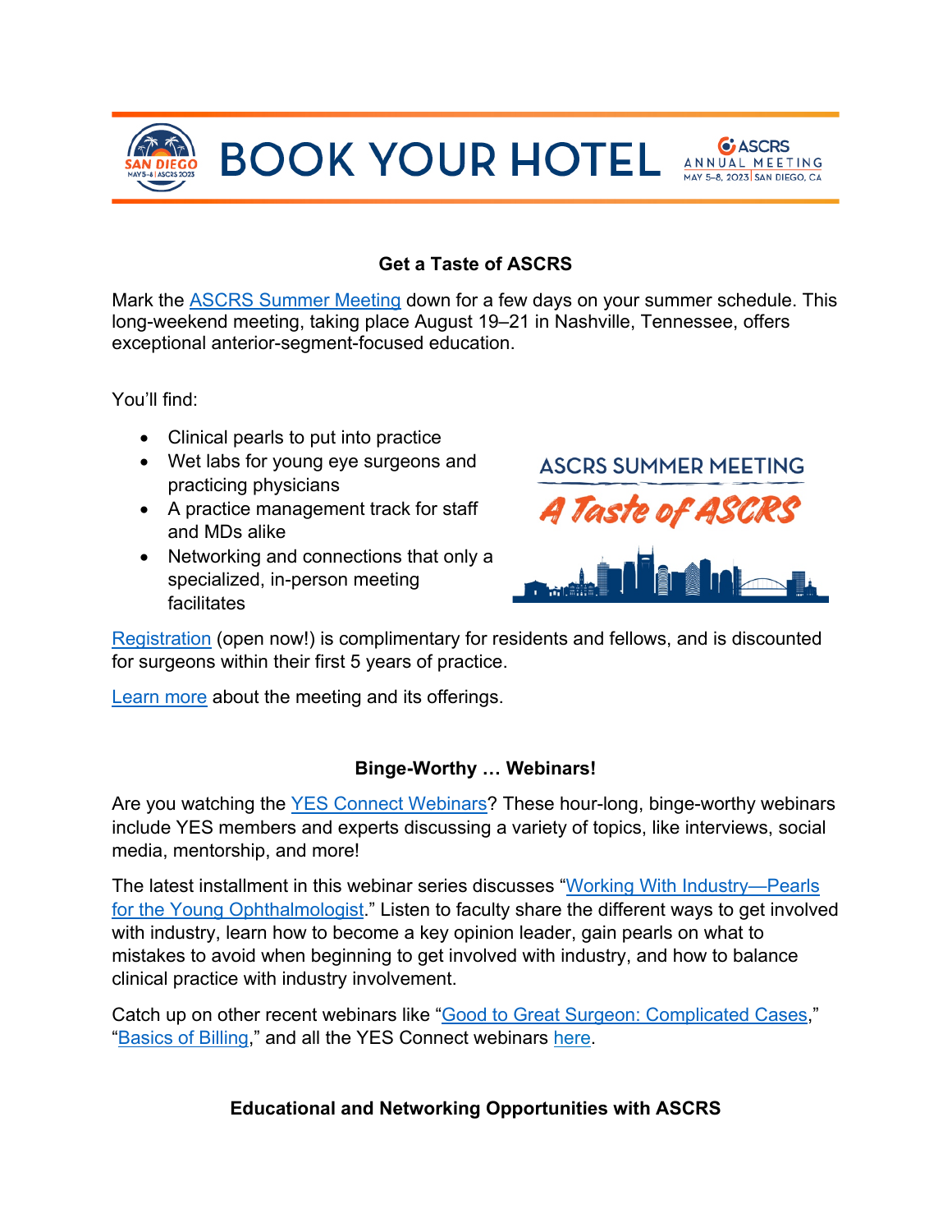# BOOK YOUR HOTEL

## Get a Taste of ASCRS

Mark the ASCRS Summer Meeting down for a few days on your summer schedule. This long-weekend meeting, taking place August 19–21 in Nashville, Tennessee, offers exceptional anterior-segment-focused education.

You'll find:

- Clinical pearls to put into practice
- Wet labs for young eye surgeons and practicing physicians
- A practice management track for staff and MDs alike
- Networking and connections that only a specialized, in-person meeting facilitates

Registration (open now!) is complimentary for residents and fellows, and is discounted for surgeons within their first 5 years of practice.

Learn more about the meeting and its offerings.

## Binge-Worthy … Webinars!

Are you watching the YES Connect Webinars? These hour-long, binge-worthy webinars include YES members and experts discussing a variety of topics, like interviews, social media, mentorship, and more!

The latest installment in this webinar series discusses "Working With Industry—Pearls for the Young Ophthalmologist." Listen to faculty share the different ways to get involved with industry, learn how to become a key opinion leader, gain pearls on what to mistakes to avoid when beginning to get involved with industry, and how to balance clinical practice with industry involvement.

Catch up on other recent webinars like "Good to Great Surgeon: Complicated Cases," "Basics of Billing," and all the YES Connect webinars here.

## Educational and Networking Opportunities with ASCRS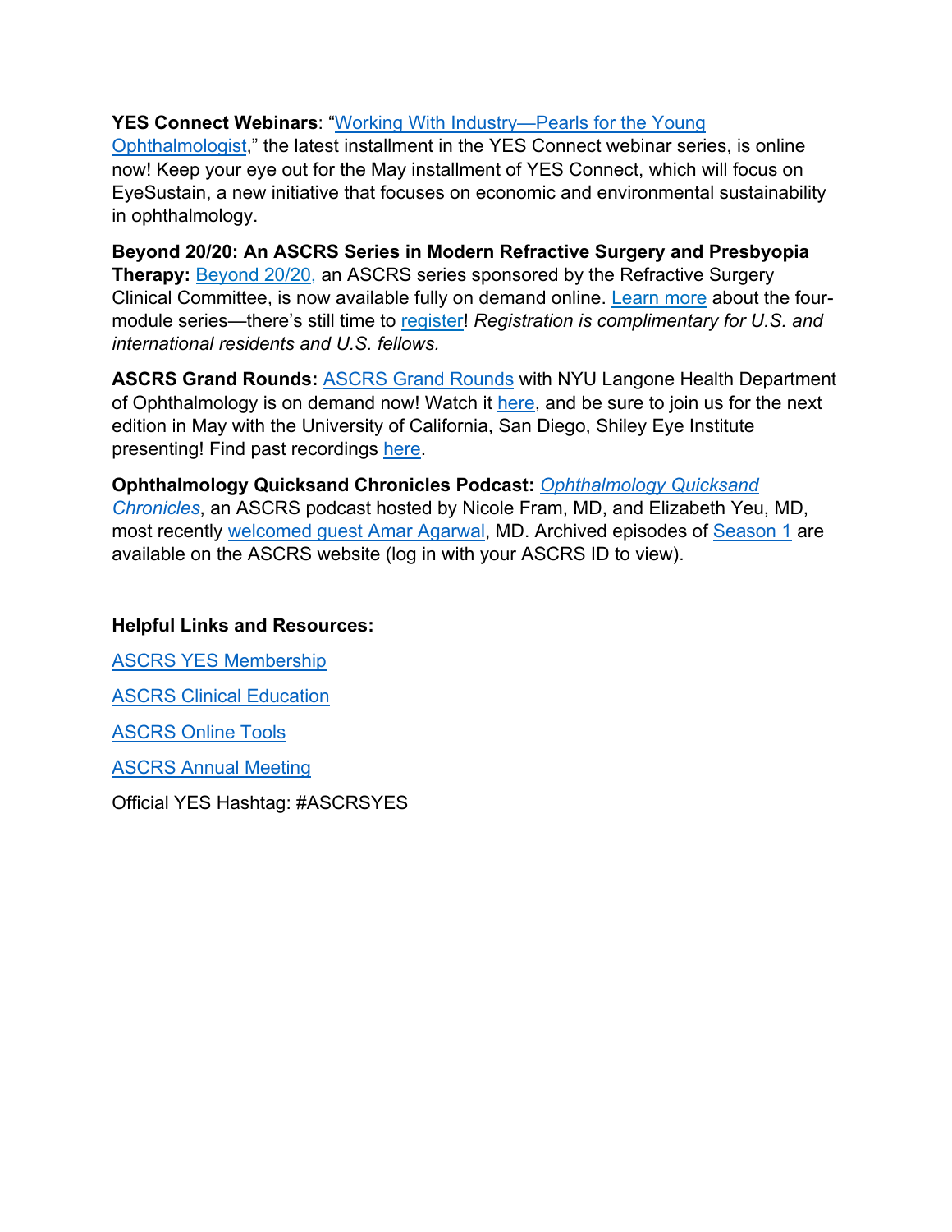**YES Connect Webinars**: "Working With Industry—Pearls for the Young Ophthalmologist," the latest installment in the YES Connect webinar series, is online now! Keep your eye out for the May installment of YES Connect, which will focus on EyeSustain, a new initiative that focuses on economic and environmental sustainability in ophthalmology.

**Beyond 20/20: An ASCRS Series in Modern Refractive Surgery and Presbyopia Therapy:** Beyond 20/20, an ASCRS series sponsored by the Refractive Surgery Clinical Committee, is now available fully on demand online. Learn more about the four-module series—there's still time to register! *Registration is complimentary for U.S. and international residents and U.S. fellows.*

**ASCRS Grand Rounds:** ASCRS Grand Rounds with NYU Langone Health Department of Ophthalmology is on demand now! Watch it here, and be sure to join us for the next edition in May with the University of California, San Diego, Shiley Eye Institute presenting! Find past recordings here.

**Ophthalmology Quicksand Chronicles Podcast:** *Ophthalmology Quicksand Chronicles*, an ASCRS podcast hosted by Nicole Fram, MD, and Elizabeth Yeu, MD, most recently welcomed guest Amar Agarwal, MD. Archived episodes of Season 1 are available on the ASCRS website (log in with your ASCRS ID to view).

**Helpful Links and Resources:**

ASCRS YES Membership

ASCRS Clinical Education

ASCRS Online Tools

ASCRS Annual Meeting

Official YES Hashtag: #ASCRSYES